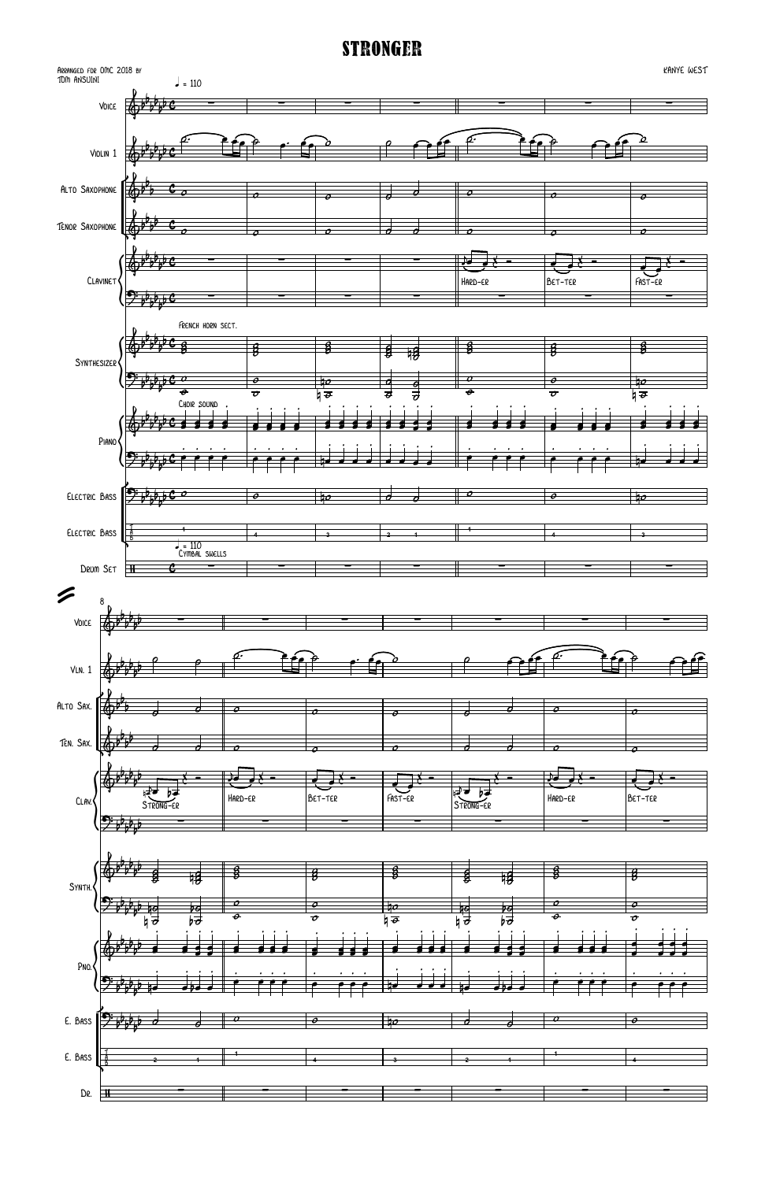# STRONGER

Arranged for OMC 2018 by
Tom Ansuini

Kanye West

♩ = 110

Voice

Violin 1

Alto Saxophone

Tenor Saxophone

Clavinet

Hard-er  Bet-ter  Fast-er

French horn sect.

Synthesizer

Choir sound

Piano

Electric Bass

Electric Bass

♩ = 110
Cymbal swells

Drum Set

8

Voice

Vln. 1

Alto Sax.

Ten. Sax.

Clav.

Strong-er  Hard-er  Bet-ter  Fast-er  Strong-er  Hard-er  Bet-ter

Synth.

Pno.

E. Bass

E. Bass

Dr.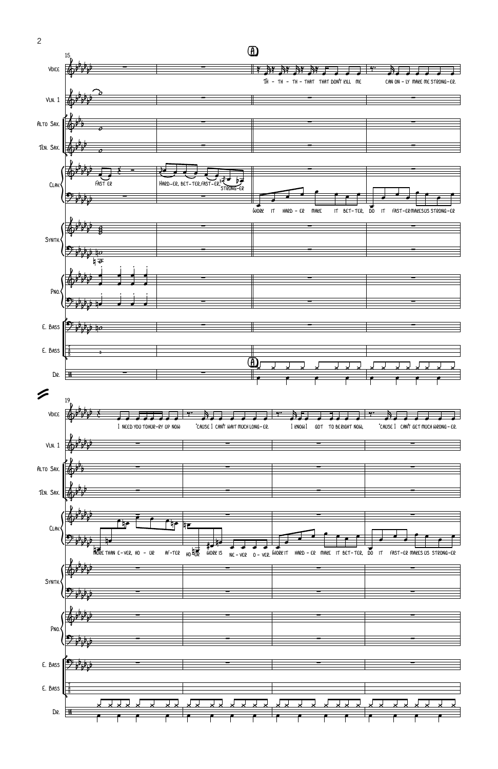**A**

Voice: Th - th - th - that that don't kill me can on - ly make me strong - er.

Clav.: Fast er

Clav.: Hard - er, bet - ter, fast - er, strong - er

Clav.: Work it hard - er make it bet - ter, do it fast - er makes us strong - er

Voice: I need you to hur - ry up now 'cause I can't wait much long - er. I know I got to be right now, 'cause I can't get much wrong - er.

Clav.: More than e - ver, ho - ur af - ter ho - ur work is ne - ver o - ver. Work it hard - er make it bet - ter, do it fast - er makes us strong - er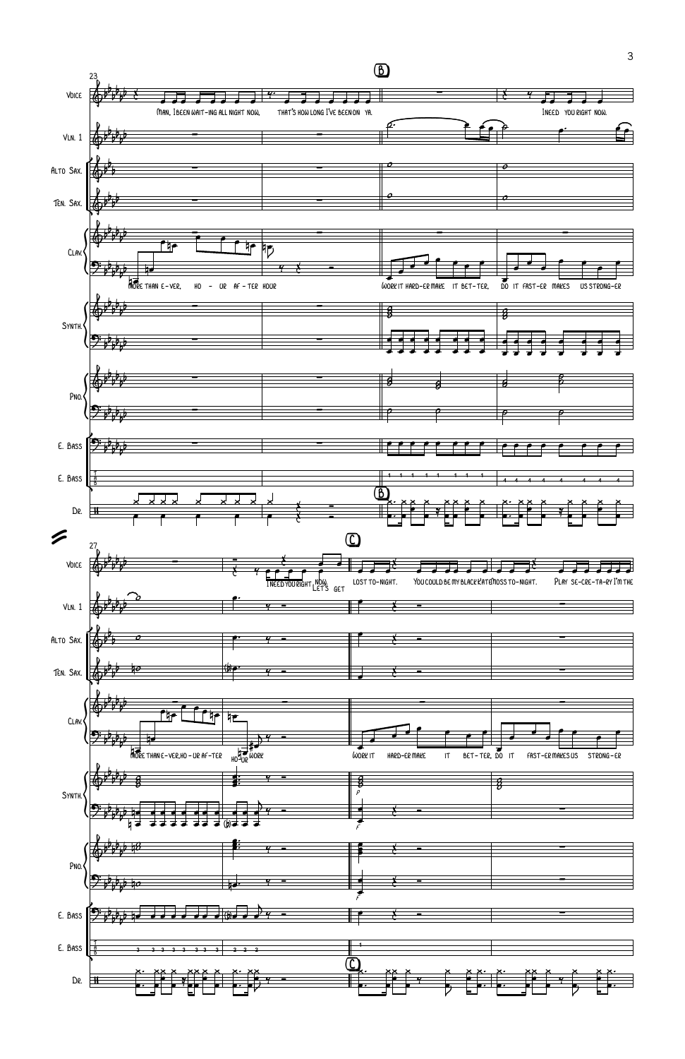**B**

Voice: Man, I been wait-ing all night now, that's how long I've been on ya. I need you right now.

Clav.: More than e-ver, ho - ur af - ter hour. Work it hard-er make it bet-ter, do it fast-er makes us strong-er

**C**

Voice: I need you right now. Let's get lost to-night. You could be my black Kate Moss to-night. Play se-cre-ta-ry I'm the

Clav.: More than e-ver, ho - ur af-ter ho-ur work. Work it hard-er make it bet-ter, do it fast-er makes us strong-er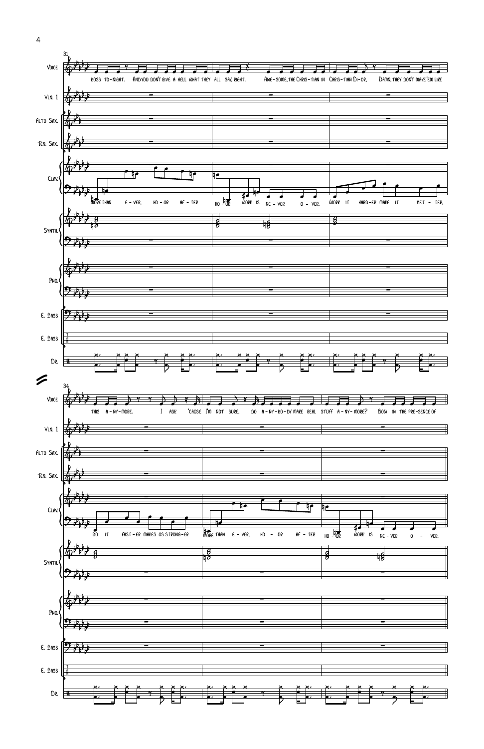31

Voice: boss to-night. And you don't give a hell what they all say, right. Awe-some, the Chris-tian in Chris-tian Di-or. Damn, they don't make 'em like

Vln. 1

Alto Sax.

Ten. Sax.

Clav.: More than e - ver, ho - ur af - ter ho - ur work is ne - ver o - ver. Work it hard-er make it bet - ter,

Synth.

Pno.

E. Bass

E. Bass

Dr.

34

Voice: this a - ny-more. I ask 'cause I'm not sure, do a - ny-bo-dy make real stuff a - ny- more? Bow in the pre-sence of

Vln. 1

Alto Sax.

Ten. Sax.

Clav.: Do it fast - er makes us strong-er More than e - ver, ho - ur af - ter ho - ur work is ne - ver o - ver.

Synth.

Pno.

E. Bass

E. Bass

Dr.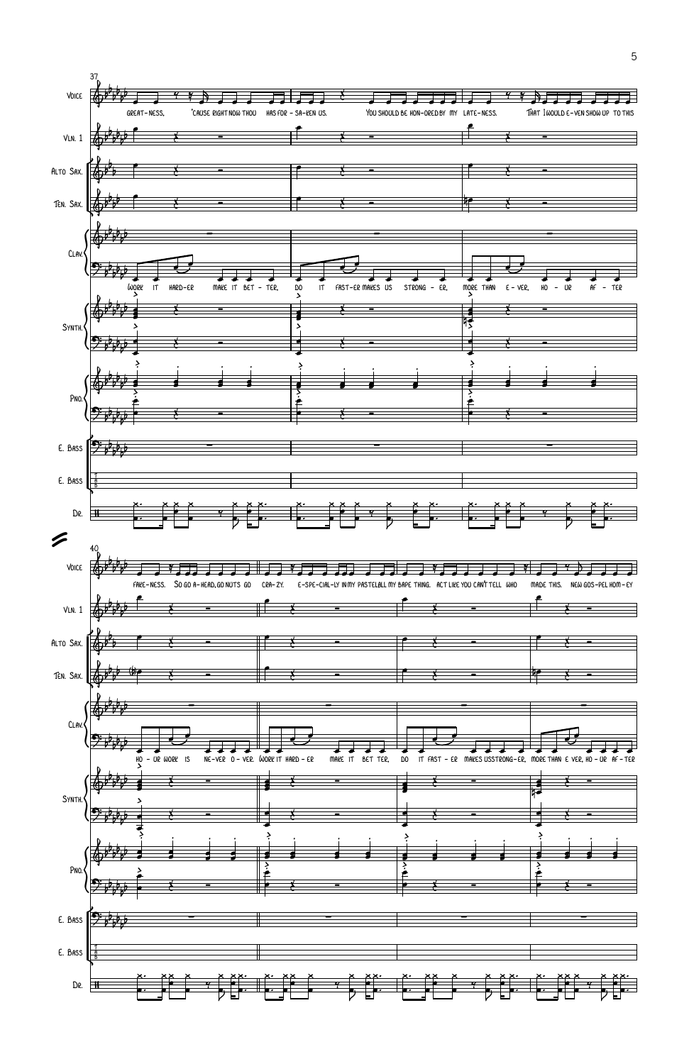37

Voice: GREAT-NESS, 'CAUSE RIGHT NOW THOU HAS FOR - SA-KEN US. YOU SHOULD BE HON-ORED BY MY LATE-NESS. THAT I WOULD E-VEN SHOW UP TO THIS

Clav.: WORK IT HARD-ER MAKE IT BET - TER, DO IT FAST-ER MAKES US STRONG - ER, MORE THAN E - VER, HO - UR AF - TER

40

Voice: FAKE-NESS. SO GO A-HEAD, GO NUTS GO CRA-ZY. E-SPE-CIAL-LY IN MY PASTEL ALL MY BAPE THING. ACT LIKE YOU CAN'T TELL WHO MADE THIS. NEW GOS-PEL HOM-EY

Clav.: HO - UR WORK IS NE-VER O - VER. WORK IT HARD - ER MAKE IT BET TER, DO IT FAST - ER MAKES US STRONG-ER, MORE THAN E VER, HO - UR AF - TER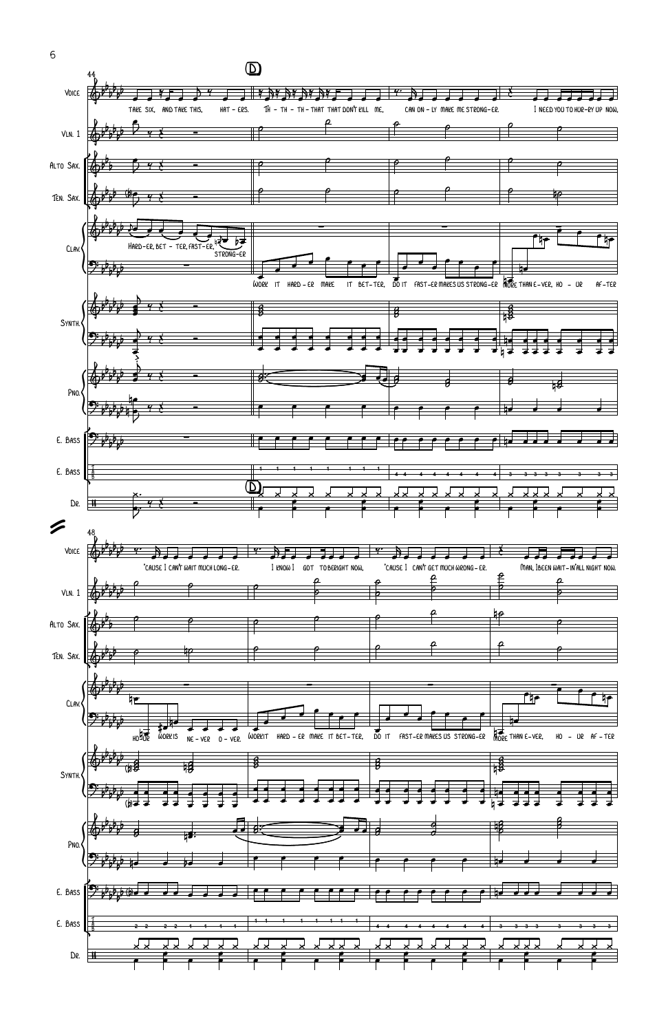D

Voice: TAKE SIX, AND TAKE THIS, HAT - ERS. TH - TH - TH - THAT THAT DON'T KILL ME, CAN ON - LY MAKE ME STRONG - ER. I NEED YOU TO HUR - RY UP NOW,

Clav.: HARD - ER, BET - TER, FAST - ER, STRONG - ER

WORK IT HARD - ER MAKE IT BET - TER, DO IT FAST - ER MAKES US STRONG - ER MORE THAN E - VER, HO - UR AF - TER

Vln. 1

Alto Sax.

Ten. Sax.

Synth.

Pno.

E. Bass

E. Bass

Dr.

Voice: 'CAUSE I CAN'T WAIT MUCH LONG - ER. I KNOW I GOT TO BE RIGHT NOW, 'CAUSE I CAN'T GET MUCH WRONG - ER. MAN, I BEEN WAIT - IN' ALL NIGHT NOW.

Clav.: HOUR WORK IS NE - VER O - VER. WORK IT HARD - ER MAKE IT BET - TER, DO IT FAST - ER MAKES US STRONG - ER MORE THAN E - VER, HO - UR AF - TER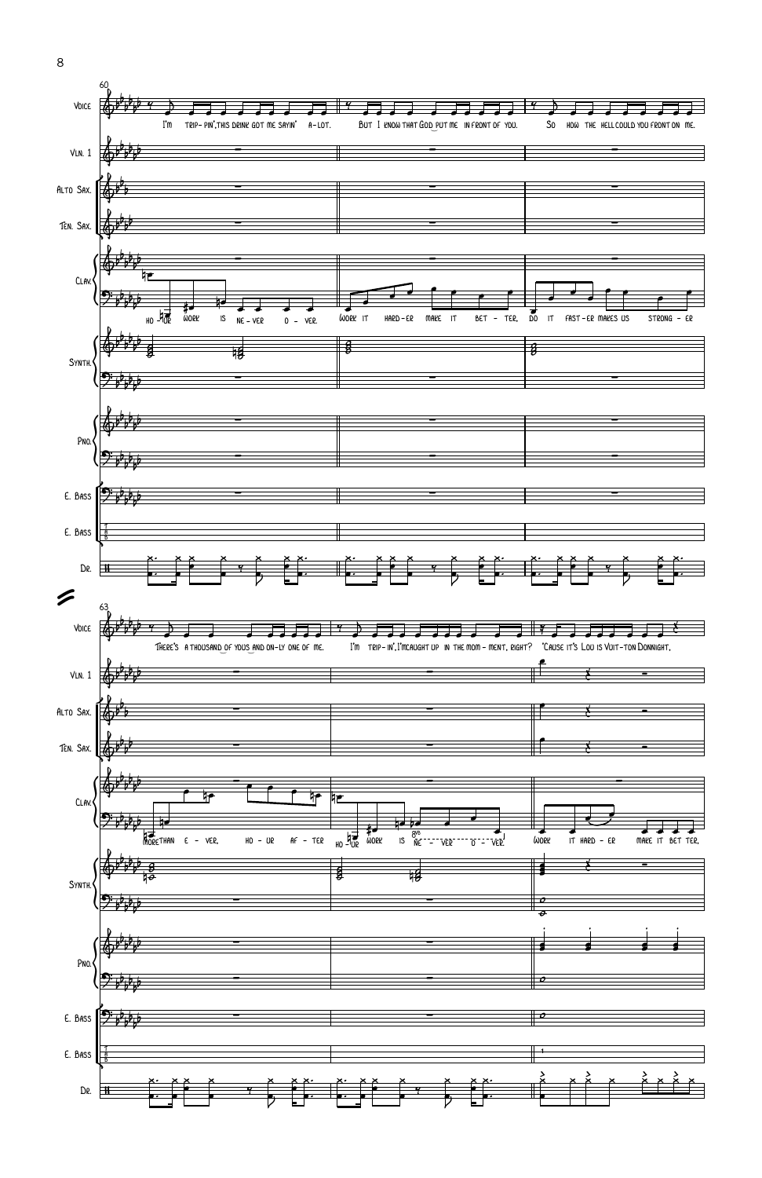Voice: I'm trip-pin', this drink got me sayin' a-lot. But I know that God put me in front of you. So how the hell could you front on me.

Clav.: Ho-ur work is ne-ver o-ver. Work it hard-er make it bet-ter, do it fast-er makes us strong-er

Voice: There's a thousand of yous and on-ly one of me. I'm trip-in', I'm caught up in the mom-ment, right? 'Cause it's Lou is Vuit-ton Donnight.

Clav.: More than e-ver, ho-ur af-ter ho-ur work is ne-ver o-ver. Work it hard-er make it bet-ter.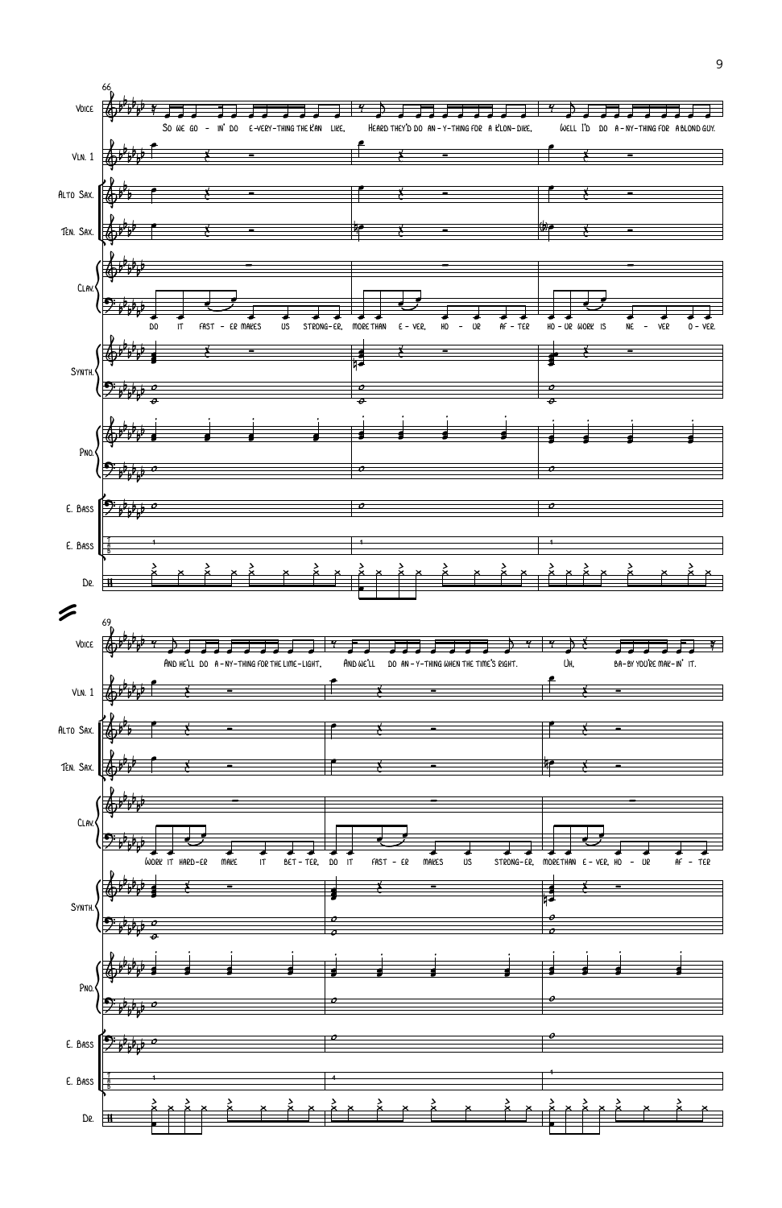66

Voice: So we go - in' do e-very-thing the Kan like, Heard they'd do an-y-thing for a Klon-dike, Well I'd do a-ny-thing for a blond guy.

Vln. 1

Alto Sax.

Ten. Sax.

Clav.: Do it fast - er makes us strong-er, more than e - ver, ho - ur af - ter ho - ur work is ne - ver o - ver.

Synth.

Pno.

E. Bass

E. Bass

Dr.

69

Voice: And he'll do a-ny-thing for the lime-light, And we'll do an-y-thing when the time's right. Uh, ba-by you're mak-in' it.

Vln. 1

Alto Sax.

Ten. Sax.

Clav.: Work it hard-er make it bet-ter, do it fast - er makes us strong-er, more than e - ver, ho - ur af - ter

Synth.

Pno.

E. Bass

E. Bass

Dr.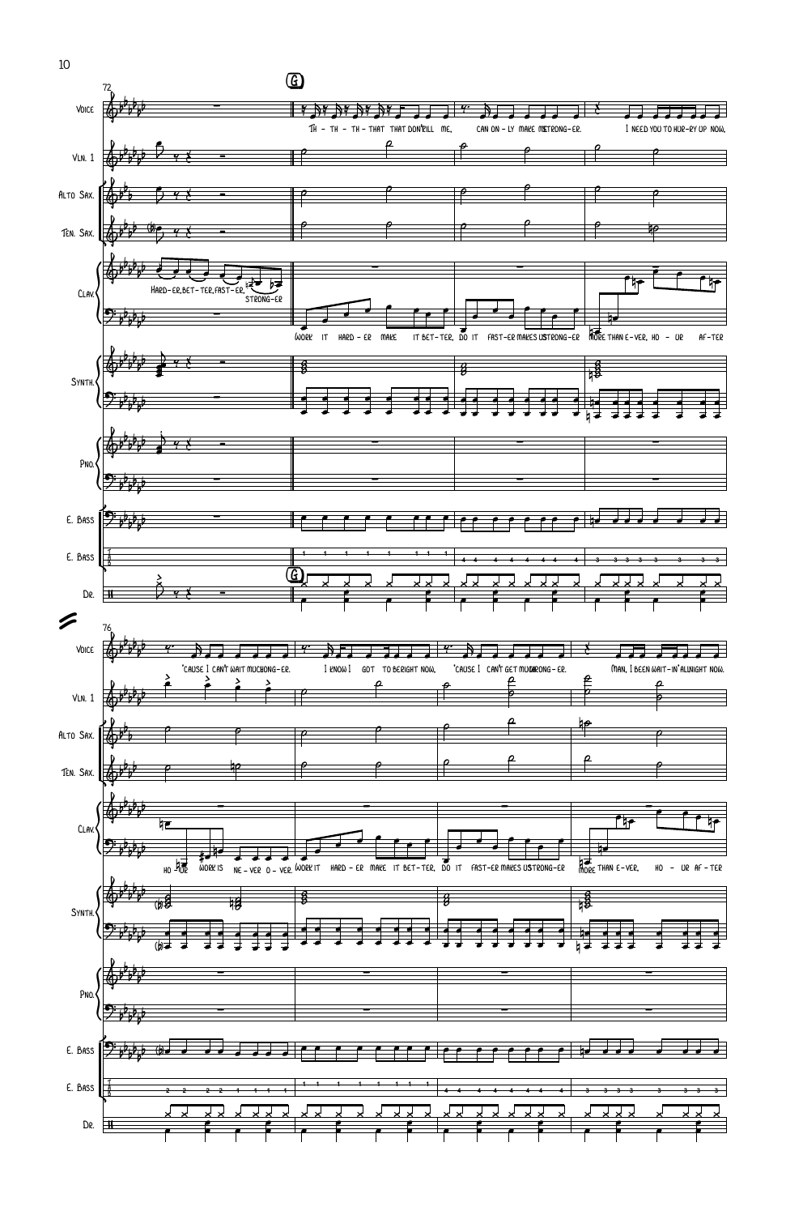G

72

Voice: Th - th - th - that that don't kill me, can on - ly make me strong - er. I need you to hur - ry up now,

Vln. 1

Alto Sax.

Ten. Sax.

Clav.: Hard - er, bet - ter, fast - er, strong - er

Work it hard - er make it bet - ter, do it fast - er makes us strong - er more than e - ver, ho - ur af - ter

Synth.

Pno.

E. Bass

E. Bass

Dr.

76

Voice: 'cause I can't wait much long - er. I know I got to be right now, 'cause I can't get much wrong - er. Man, I been wait - in' all night now.

Vln. 1

Alto Sax.

Ten. Sax.

Clav.: ho - ur work is ne - ver o - ver. Work it hard - er make it bet - ter, do it fast - er makes us strong - er more than e - ver, ho - ur af - ter

Synth.

Pno.

E. Bass

E. Bass

Dr.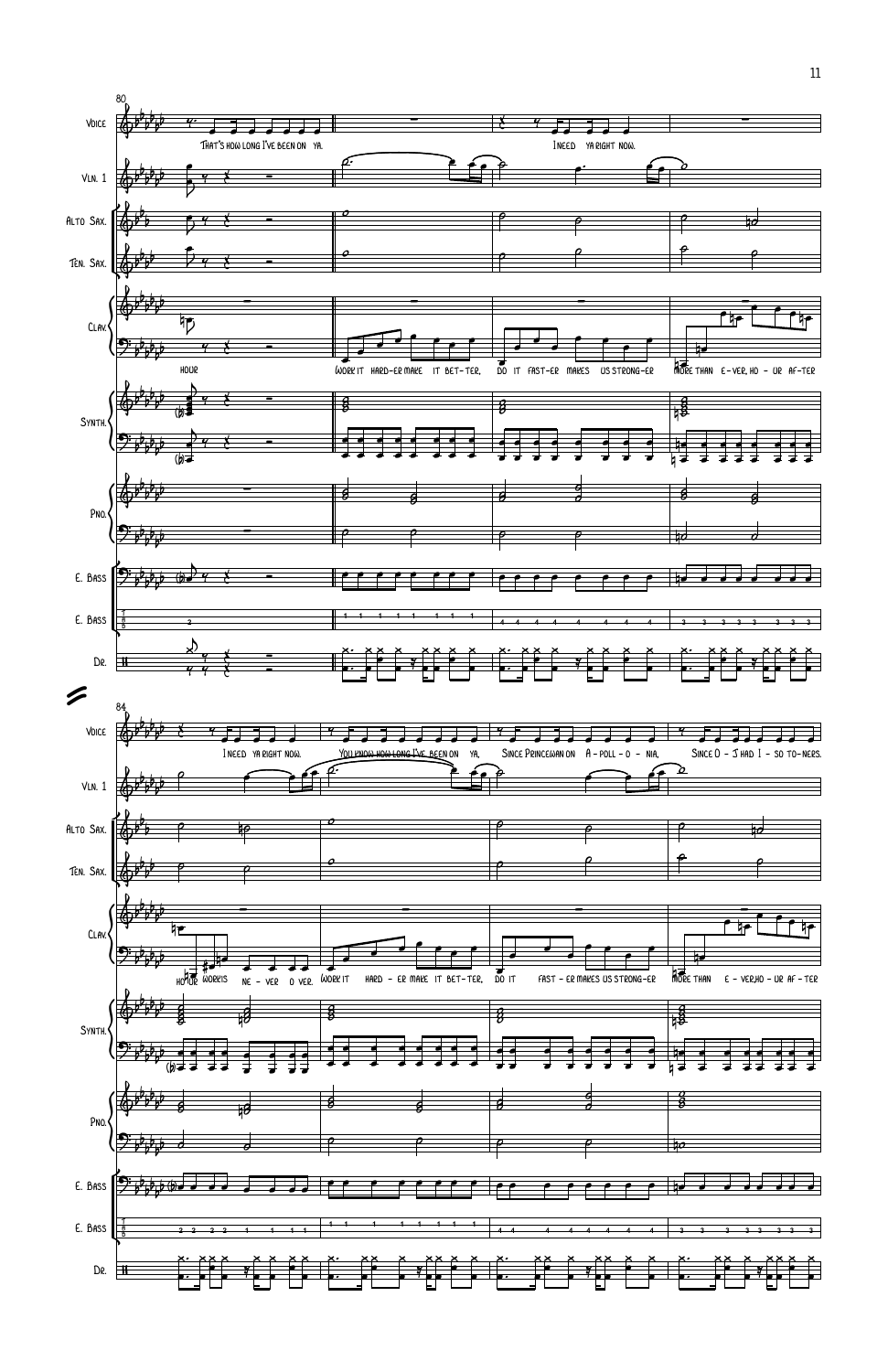80

Voice

That's how long I've been on ya.

I need ya right now.

Vln. 1

Alto Sax.

Ten. Sax.

Clav.

hour

Work it hard-er make it bet-ter, do it fast-er makes us strong-er more than e-ver, ho - ur af-ter

Synth.

Pno.

E. Bass

E. Bass

Dr.

84

Voice

I need ya right now.

You know how long I've been on ya.

Since Princeman on A - poll - o - nia.

Since O - J had I - so to-ners.

Vln. 1

Alto Sax.

Ten. Sax.

Clav.

hour work is ne - ver o ver. Work it hard - er make it bet-ter, do it fast - er makes us strong-er more than e - ver,ho - ur af - ter

Synth.

Pno.

E. Bass

E. Bass

Dr.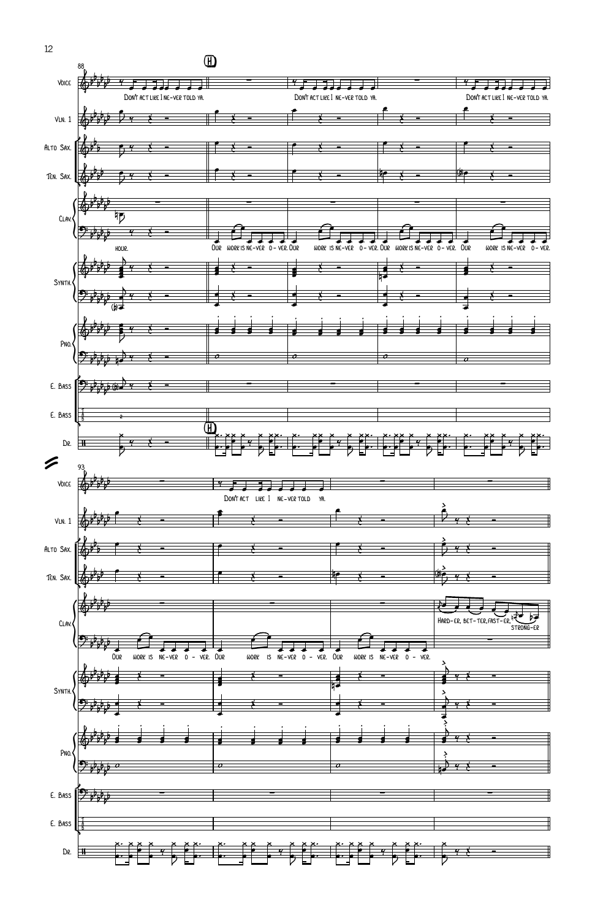88

H

Voice: Don't act like I ne-ver told ya. Don't act like I ne-ver told ya. Don't act like I ne-ver told ya.

Clav.: hour. Our work is ne-ver o-ver. Our work is ne-ver o-ver. Our work is ne-ver o-ver. Our work is ne-ver o-ver.

93

Voice: Don't act like I ne-ver told ya.

Clav.: Hard-er, bet-ter, fast-er, strong-er

Our work is ne-ver o-ver. Our work is ne-ver o-ver. Our work is ne-ver o-ver.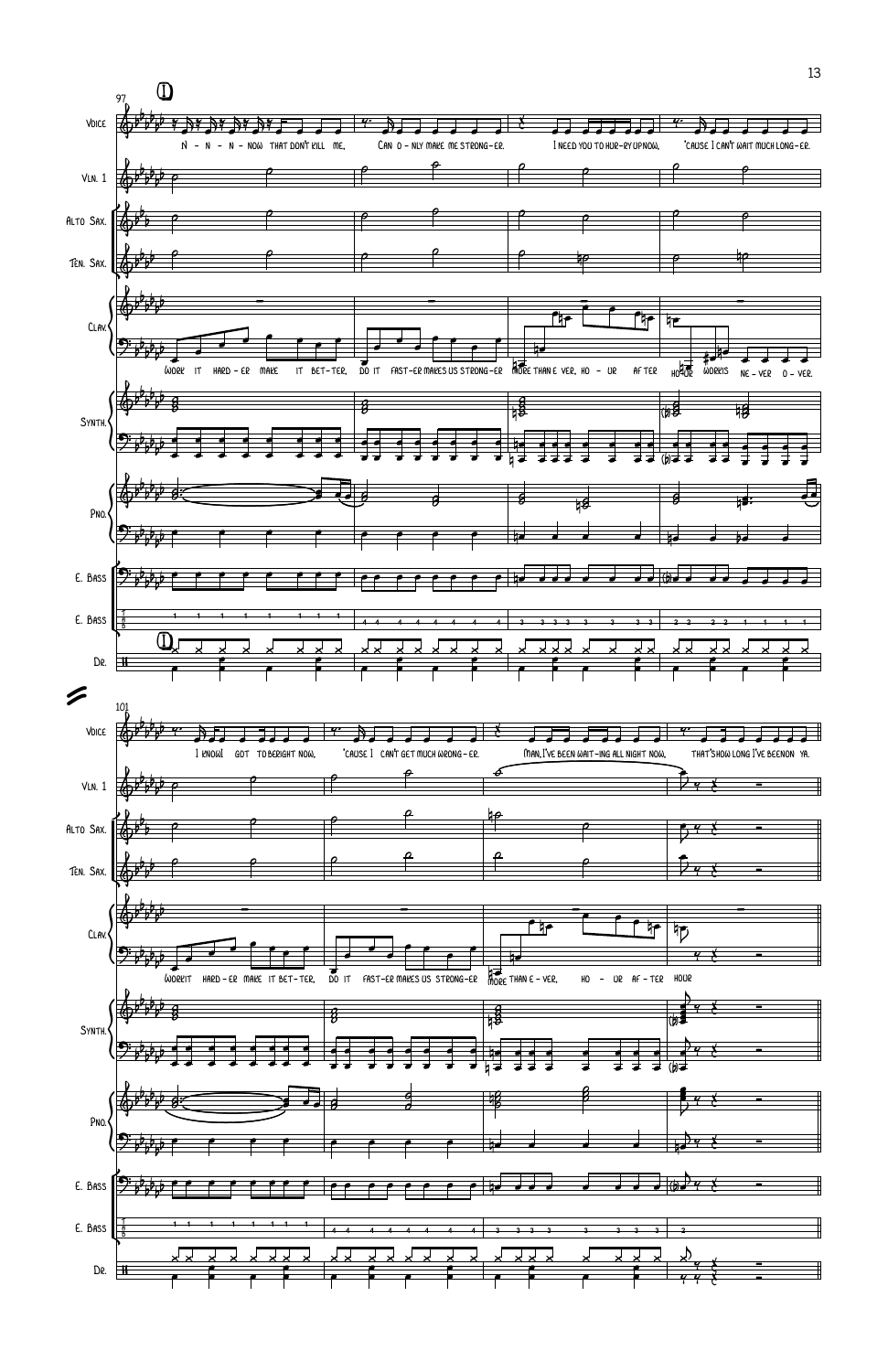**D**

97

Voice: N - N - N - NOW THAT DON'T KILL ME, CAN O - NLY MAKE ME STRONG - ER. I NEED YOU TO HUR - RY UP NOW, 'CAUSE I CAN'T WAIT MUCH LONG - ER.

Vln. 1

Alto Sax.

Ten. Sax.

Clav.: WORK IT HARD - ER MAKE IT BET - TER, DO IT FAST - ER MAKES US STRONG - ER MORE THAN E VER, HO - UR AF TER HO - UR WORK IS NE - VER O - VER.

Synth.

Pno.

E. Bass

E. Bass

Dr.

101

Voice: I KNOW I GOT TO BE RIGHT NOW, 'CAUSE I CAN'T GET MUCH WRONG - ER. MAN, I'VE BEEN WAIT - ING ALL NIGHT NOW, THAT'S HOW LONG I'VE BEEN ON YA.

Vln. 1

Alto Sax.

Ten. Sax.

Clav.: WORK IT HARD - ER MAKE IT BET - TER, DO IT FAST - ER MAKES US STRONG - ER MORE THAN E - VER, HO - UR AF - TER HOUR

Synth.

Pno.

E. Bass

E. Bass

Dr.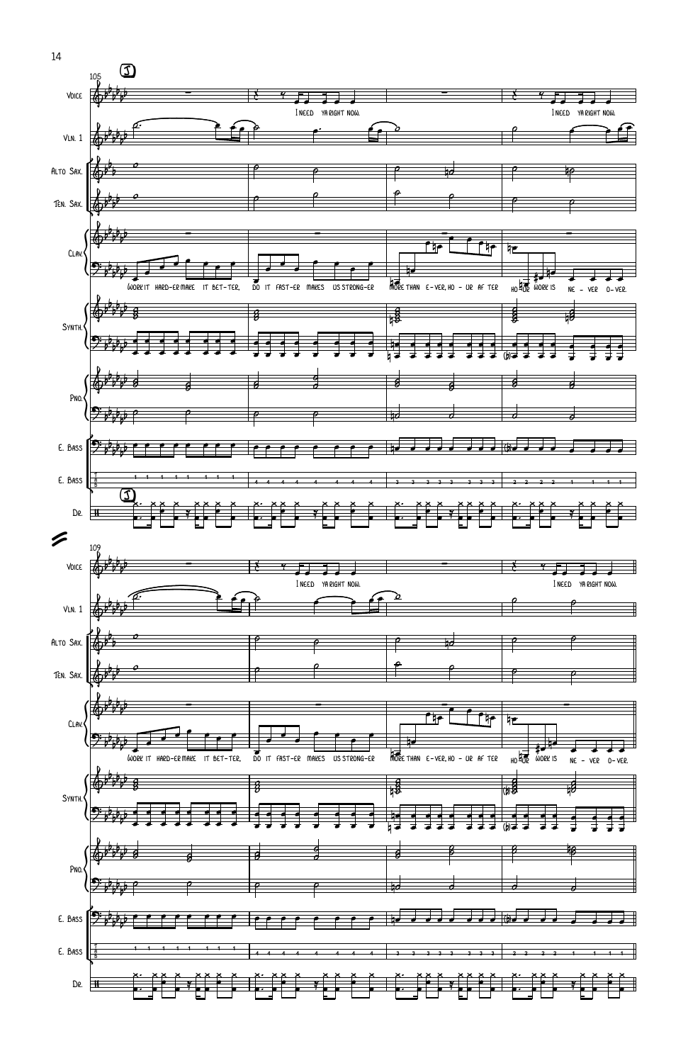J

105

Voice: I need ya right now. I need ya right now.

Vln. 1

Alto Sax.

Ten. Sax.

Clav.: Work it hard-er make it bet-ter, do it fast-er makes us strong-er more than e-ver, ho - ur af-ter ho-ur work is ne - ver o - ver.

Synth.

Pno.

E. Bass

E. Bass

Dr.

109

Voice: I need ya right now. I need ya right now.

Vln. 1

Alto Sax.

Ten. Sax.

Clav.: Work it hard-er make it bet-ter, do it fast-er makes us strong-er more than e-ver, ho - ur af-ter ho-ur work is ne - ver o - ver.

Synth.

Pno.

E. Bass

E. Bass

Dr.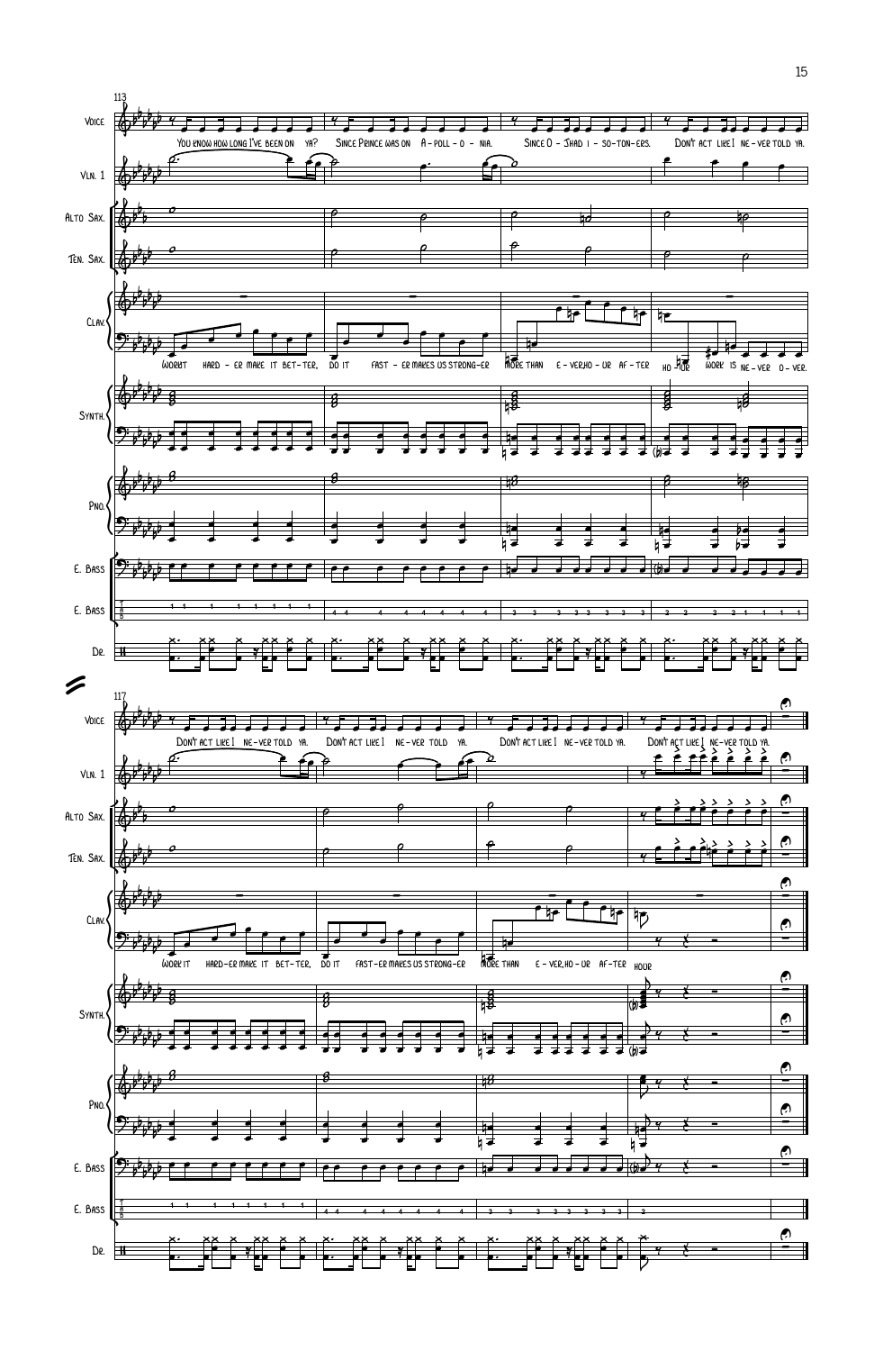113

Voice: You know how long I've been on ya? Since Prince was on A - poll - o - nia. Since O - Shad i - so - ton - ers. Don't act like I ne - ver told ya.

Clav.: Work it hard - er make it bet - ter, do it fast - er makes us strong - er more than e - ver ho - ur af - ter ho - ur work is ne - ver o - ver.

Voice, Vln. 1, Alto Sax., Ten. Sax., Clav., Synth., Pno., E. Bass, E. Bass, Dr.

117

Voice: Don't act like I ne - ver told ya. Don't act like I ne - ver told ya. Don't act like I ne - ver told ya. Don't act like I ne - ver told ya.

Clav.: Work it hard - er make it bet - ter, do it fast - er makes us strong - er more than e - ver, ho - ur af - ter hour

Voice, Vln. 1, Alto Sax., Ten. Sax., Clav., Synth., Pno., E. Bass, E. Bass, Dr.